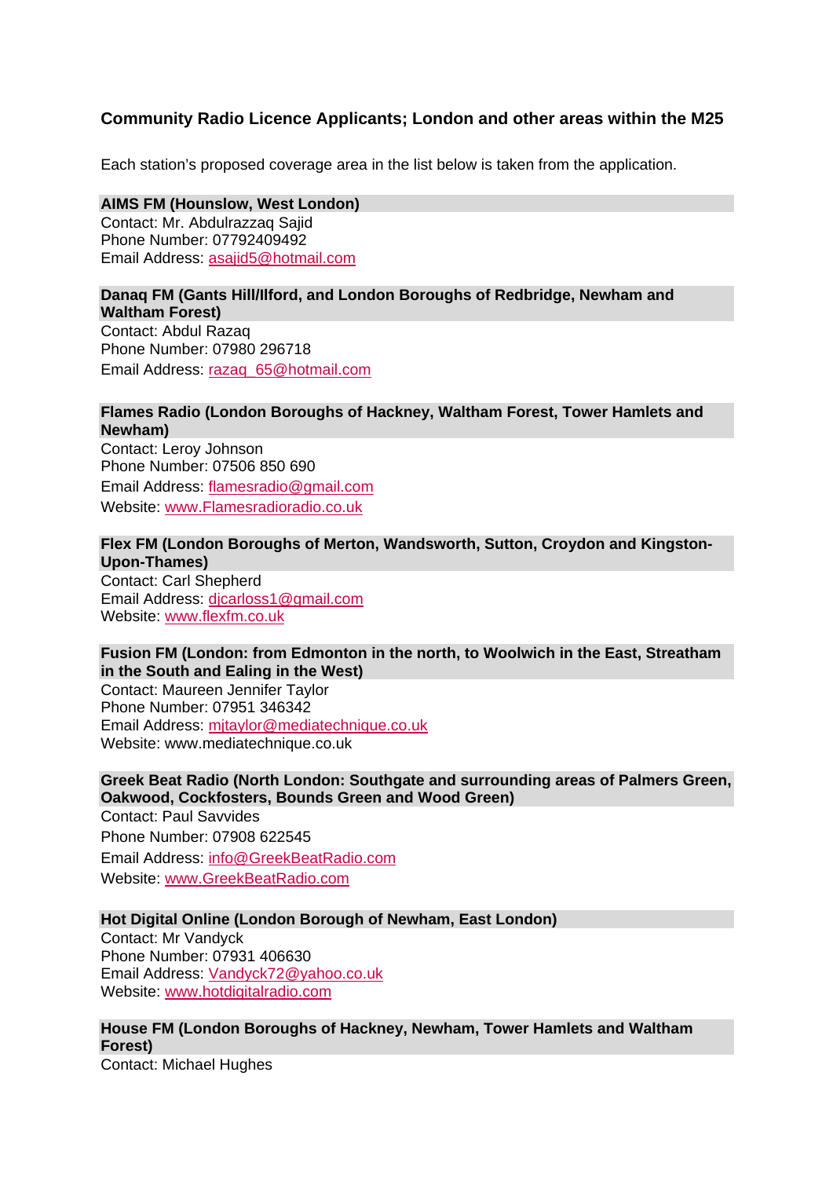## Community Radio Licence Applicants; London and other areas within the M25

Each station's proposed coverage area in the list below is taken from the application.

**AIMS FM (Hounslow, West London)**
Contact: Mr. Abdulrazzaq Sajid
Phone Number: 07792409492
Email Address: asajid5@hotmail.com

**Danaq FM (Gants Hill/Ilford, and London Boroughs of Redbridge, Newham and Waltham Forest)**
Contact: Abdul Razaq
Phone Number: 07980 296718
Email Address: razaq_65@hotmail.com

**Flames Radio (London Boroughs of Hackney, Waltham Forest, Tower Hamlets and Newham)**
Contact: Leroy Johnson
Phone Number: 07506 850 690
Email Address: flamesradio@gmail.com
Website: www.Flamesradioradio.co.uk

**Flex FM (London Boroughs of Merton, Wandsworth, Sutton, Croydon and Kingston-Upon-Thames)**
Contact: Carl Shepherd
Email Address: djcarloss1@gmail.com
Website: www.flexfm.co.uk

**Fusion FM (London: from Edmonton in the north, to Woolwich in the East, Streatham in the South and Ealing in the West)**
Contact: Maureen Jennifer Taylor
Phone Number: 07951 346342
Email Address: mjtaylor@mediatechnique.co.uk
Website: www.mediatechnique.co.uk

**Greek Beat Radio (North London: Southgate and surrounding areas of Palmers Green, Oakwood, Cockfosters, Bounds Green and Wood Green)**
Contact: Paul Savvides
Phone Number: 07908 622545
Email Address: info@GreekBeatRadio.com
Website: www.GreekBeatRadio.com

**Hot Digital Online (London Borough of Newham, East London)**
Contact: Mr Vandyck
Phone Number: 07931 406630
Email Address: Vandyck72@yahoo.co.uk
Website: www.hotdigitalradio.com

**House FM (London Boroughs of Hackney, Newham, Tower Hamlets and Waltham Forest)**
Contact: Michael Hughes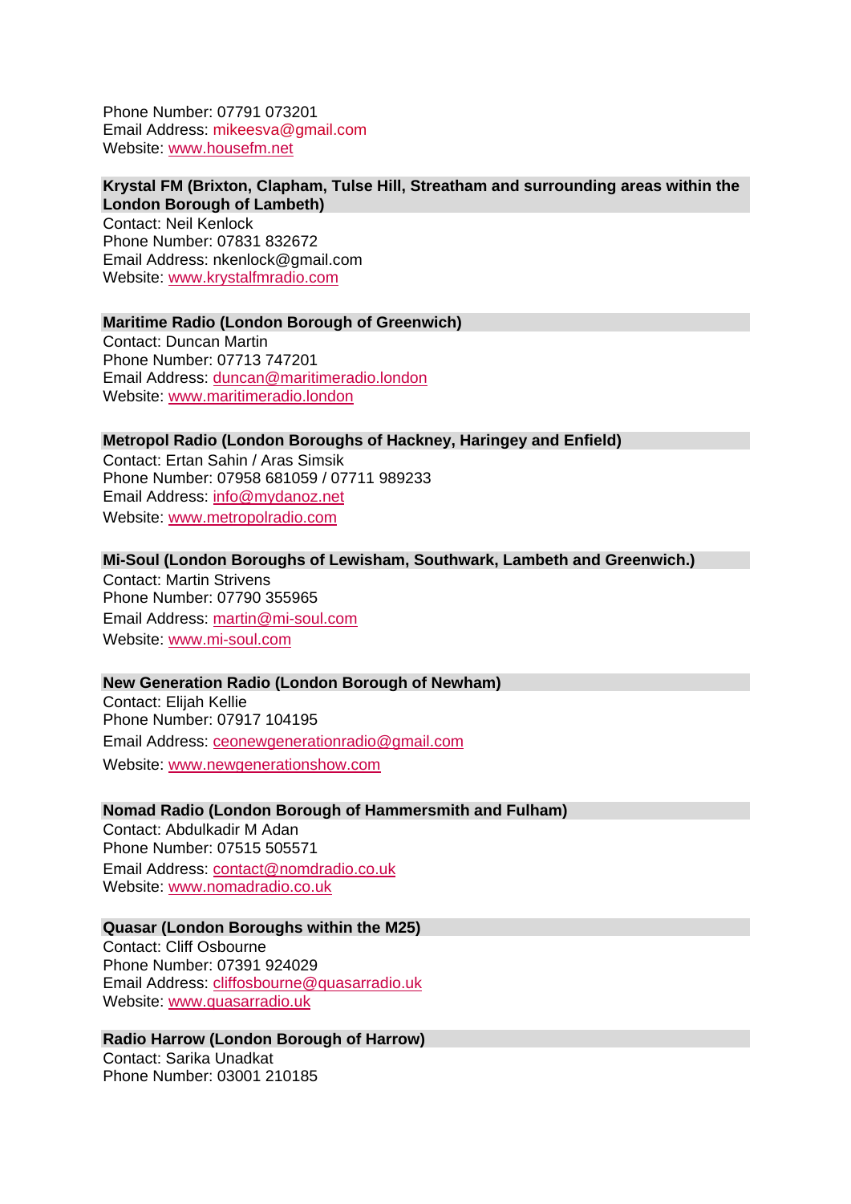Phone Number: 07791 073201
Email Address: mikeesva@gmail.com
Website: www.housefm.net

**Krystal FM (Brixton, Clapham, Tulse Hill, Streatham and surrounding areas within the London Borough of Lambeth)**
Contact: Neil Kenlock
Phone Number: 07831 832672
Email Address: nkenlock@gmail.com
Website: www.krystalfmradio.com

**Maritime Radio (London Borough of Greenwich)**
Contact: Duncan Martin
Phone Number: 07713 747201
Email Address: duncan@maritimeradio.london
Website: www.maritimeradio.london

**Metropol Radio (London Boroughs of Hackney, Haringey and Enfield)**
Contact: Ertan Sahin / Aras Simsik
Phone Number: 07958 681059 / 07711 989233
Email Address: info@mydanoz.net
Website: www.metropolradio.com

**Mi-Soul (London Boroughs of Lewisham, Southwark, Lambeth and Greenwich.)**
Contact: Martin Strivens
Phone Number: 07790 355965
Email Address: martin@mi-soul.com
Website: www.mi-soul.com

**New Generation Radio (London Borough of Newham)**
Contact: Elijah Kellie
Phone Number: 07917 104195
Email Address: ceonewgenerationradio@gmail.com
Website: www.newgenerationshow.com

**Nomad Radio (London Borough of Hammersmith and Fulham)**
Contact: Abdulkadir M Adan
Phone Number: 07515 505571
Email Address: contact@nomdradio.co.uk
Website: www.nomadradio.co.uk

**Quasar (London Boroughs within the M25)**
Contact: Cliff Osbourne
Phone Number: 07391 924029
Email Address: cliffosbourne@quasarradio.uk
Website: www.quasarradio.uk

**Radio Harrow (London Borough of Harrow)**
Contact: Sarika Unadkat
Phone Number: 03001 210185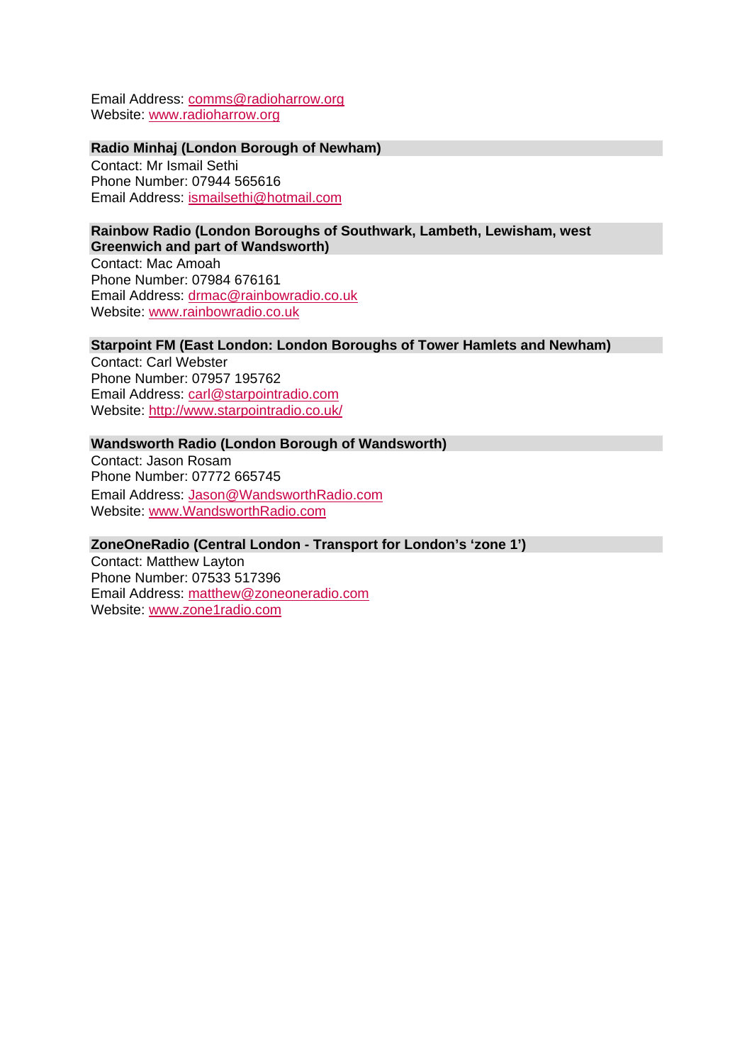Email Address: comms@radioharrow.org
Website: www.radioharrow.org

**Radio Minhaj (London Borough of Newham)**

Contact: Mr Ismail Sethi
Phone Number: 07944 565616
Email Address: ismailsethi@hotmail.com

**Rainbow Radio (London Boroughs of Southwark, Lambeth, Lewisham, west Greenwich and part of Wandsworth)**

Contact: Mac Amoah
Phone Number: 07984 676161
Email Address: drmac@rainbowradio.co.uk
Website: www.rainbowradio.co.uk

**Starpoint FM (East London: London Boroughs of Tower Hamlets and Newham)**

Contact: Carl Webster
Phone Number: 07957 195762
Email Address: carl@starpointradio.com
Website: http://www.starpointradio.co.uk/

**Wandsworth Radio (London Borough of Wandsworth)**

Contact: Jason Rosam
Phone Number: 07772 665745
Email Address: Jason@WandsworthRadio.com
Website: www.WandsworthRadio.com

**ZoneOneRadio (Central London - Transport for London's 'zone 1')**

Contact: Matthew Layton
Phone Number: 07533 517396
Email Address: matthew@zoneoneradio.com
Website: www.zone1radio.com